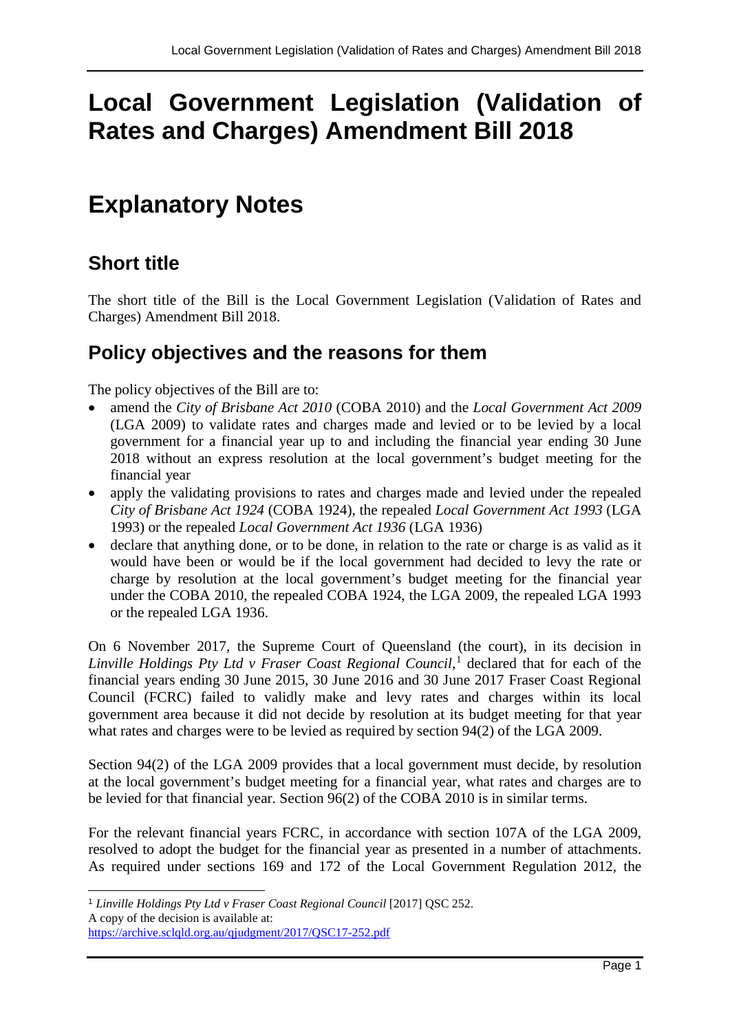# Local Government Legislation (Validation of Rates and Charges) Amendment Bill 2018

# Explanatory Notes

## Short title

The short title of the Bill is the Local Government Legislation (Validation of Rates and Charges) Amendment Bill 2018.

## Policy objectives and the reasons for them

The policy objectives of the Bill are to:

- amend the *City of Brisbane Act 2010* (COBA 2010) and the *Local Government Act 2009* (LGA 2009) to validate rates and charges made and levied or to be levied by a local government for a financial year up to and including the financial year ending 30 June 2018 without an express resolution at the local government's budget meeting for the financial year
- apply the validating provisions to rates and charges made and levied under the repealed *City of Brisbane Act 1924* (COBA 1924), the repealed *Local Government Act 1993* (LGA 1993) or the repealed *Local Government Act 1936* (LGA 1936)
- declare that anything done, or to be done, in relation to the rate or charge is as valid as it would have been or would be if the local government had decided to levy the rate or charge by resolution at the local government's budget meeting for the financial year under the COBA 2010, the repealed COBA 1924, the LGA 2009, the repealed LGA 1993 or the repealed LGA 1936.

On 6 November 2017, the Supreme Court of Queensland (the court), in its decision in *Linville Holdings Pty Ltd v Fraser Coast Regional Council*,[1] declared that for each of the financial years ending 30 June 2015, 30 June 2016 and 30 June 2017 Fraser Coast Regional Council (FCRC) failed to validly make and levy rates and charges within its local government area because it did not decide by resolution at its budget meeting for that year what rates and charges were to be levied as required by section 94(2) of the LGA 2009.

Section 94(2) of the LGA 2009 provides that a local government must decide, by resolution at the local government's budget meeting for a financial year, what rates and charges are to be levied for that financial year. Section 96(2) of the COBA 2010 is in similar terms.

For the relevant financial years FCRC, in accordance with section 107A of the LGA 2009, resolved to adopt the budget for the financial year as presented in a number of attachments. As required under sections 169 and 172 of the Local Government Regulation 2012, the

---

[1] *Linville Holdings Pty Ltd v Fraser Coast Regional Council* [2017] QSC 252.
A copy of the decision is available at:
https://archive.sclqld.org.au/qjudgment/2017/QSC17-252.pdf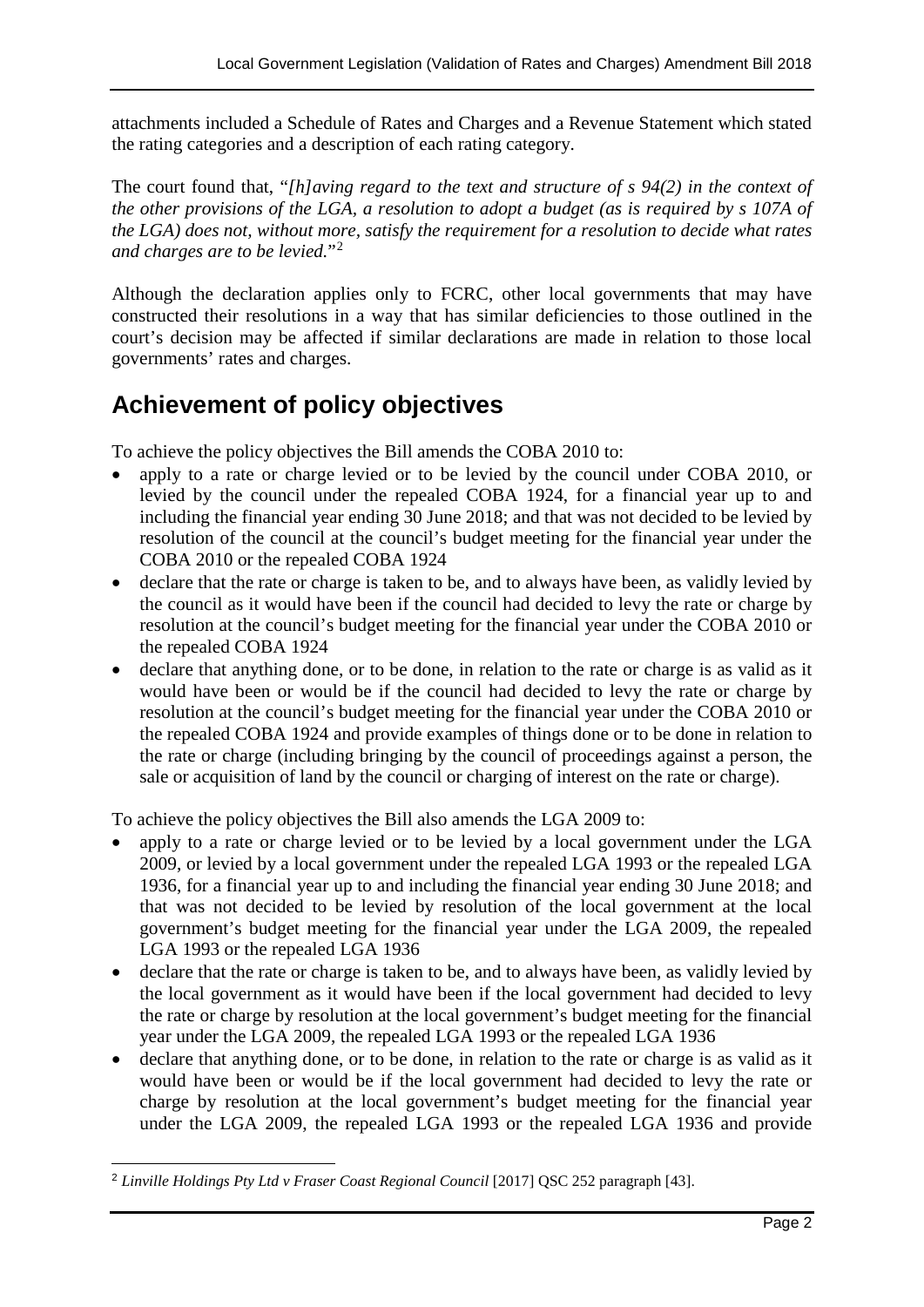attachments included a Schedule of Rates and Charges and a Revenue Statement which stated the rating categories and a description of each rating category.

The court found that, "*[h]aving regard to the text and structure of s 94(2) in the context of the other provisions of the LGA, a resolution to adopt a budget (as is required by s 107A of the LGA) does not, without more, satisfy the requirement for a resolution to decide what rates and charges are to be levied.*"[2]

Although the declaration applies only to FCRC, other local governments that may have constructed their resolutions in a way that has similar deficiencies to those outlined in the court's decision may be affected if similar declarations are made in relation to those local governments' rates and charges.

## Achievement of policy objectives

To achieve the policy objectives the Bill amends the COBA 2010 to:

- apply to a rate or charge levied or to be levied by the council under COBA 2010, or levied by the council under the repealed COBA 1924, for a financial year up to and including the financial year ending 30 June 2018; and that was not decided to be levied by resolution of the council at the council's budget meeting for the financial year under the COBA 2010 or the repealed COBA 1924
- declare that the rate or charge is taken to be, and to always have been, as validly levied by the council as it would have been if the council had decided to levy the rate or charge by resolution at the council's budget meeting for the financial year under the COBA 2010 or the repealed COBA 1924
- declare that anything done, or to be done, in relation to the rate or charge is as valid as it would have been or would be if the council had decided to levy the rate or charge by resolution at the council's budget meeting for the financial year under the COBA 2010 or the repealed COBA 1924 and provide examples of things done or to be done in relation to the rate or charge (including bringing by the council of proceedings against a person, the sale or acquisition of land by the council or charging of interest on the rate or charge).

To achieve the policy objectives the Bill also amends the LGA 2009 to:

- apply to a rate or charge levied or to be levied by a local government under the LGA 2009, or levied by a local government under the repealed LGA 1993 or the repealed LGA 1936, for a financial year up to and including the financial year ending 30 June 2018; and that was not decided to be levied by resolution of the local government at the local government's budget meeting for the financial year under the LGA 2009, the repealed LGA 1993 or the repealed LGA 1936
- declare that the rate or charge is taken to be, and to always have been, as validly levied by the local government as it would have been if the local government had decided to levy the rate or charge by resolution at the local government's budget meeting for the financial year under the LGA 2009, the repealed LGA 1993 or the repealed LGA 1936
- declare that anything done, or to be done, in relation to the rate or charge is as valid as it would have been or would be if the local government had decided to levy the rate or charge by resolution at the local government's budget meeting for the financial year under the LGA 2009, the repealed LGA 1993 or the repealed LGA 1936 and provide

[2] *Linville Holdings Pty Ltd v Fraser Coast Regional Council* [2017] QSC 252 paragraph [43].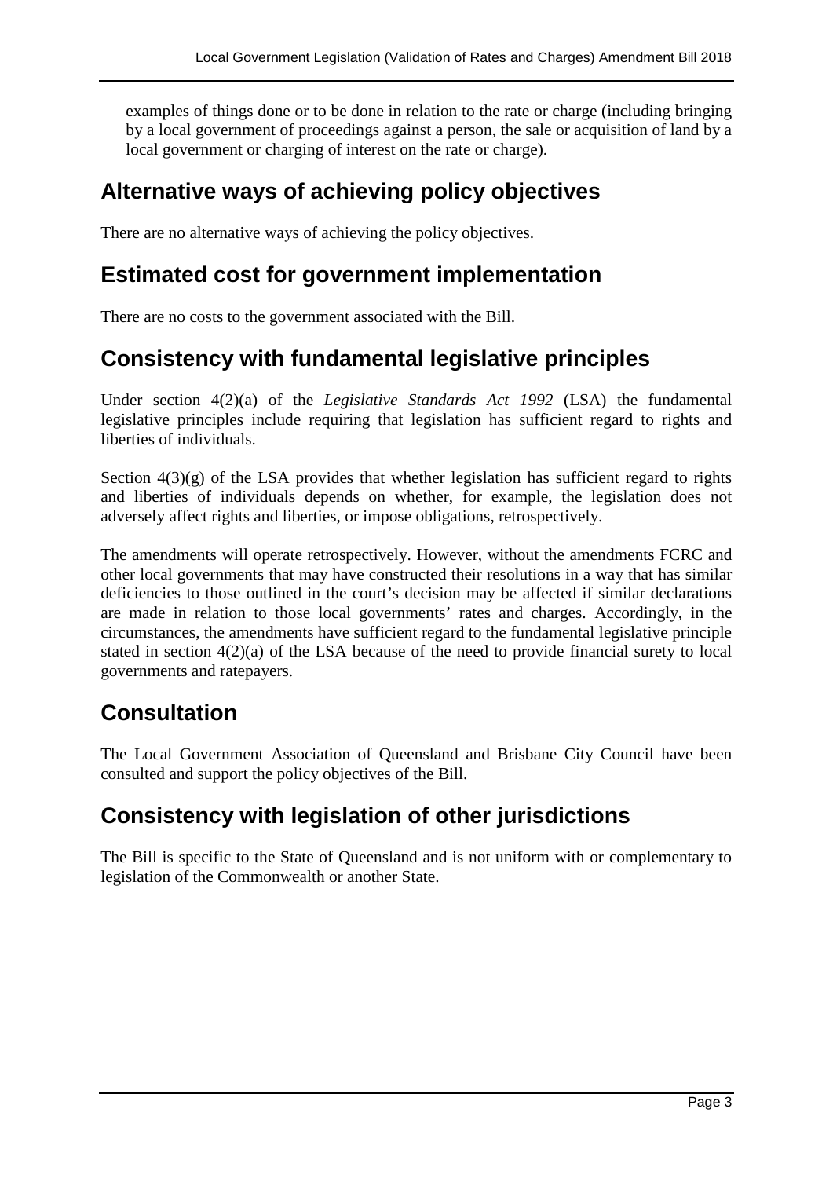examples of things done or to be done in relation to the rate or charge (including bringing by a local government of proceedings against a person, the sale or acquisition of land by a local government or charging of interest on the rate or charge).

## Alternative ways of achieving policy objectives

There are no alternative ways of achieving the policy objectives.

## Estimated cost for government implementation

There are no costs to the government associated with the Bill.

## Consistency with fundamental legislative principles

Under section 4(2)(a) of the *Legislative Standards Act 1992* (LSA) the fundamental legislative principles include requiring that legislation has sufficient regard to rights and liberties of individuals.

Section 4(3)(g) of the LSA provides that whether legislation has sufficient regard to rights and liberties of individuals depends on whether, for example, the legislation does not adversely affect rights and liberties, or impose obligations, retrospectively.

The amendments will operate retrospectively. However, without the amendments FCRC and other local governments that may have constructed their resolutions in a way that has similar deficiencies to those outlined in the court's decision may be affected if similar declarations are made in relation to those local governments' rates and charges. Accordingly, in the circumstances, the amendments have sufficient regard to the fundamental legislative principle stated in section 4(2)(a) of the LSA because of the need to provide financial surety to local governments and ratepayers.

## Consultation

The Local Government Association of Queensland and Brisbane City Council have been consulted and support the policy objectives of the Bill.

## Consistency with legislation of other jurisdictions

The Bill is specific to the State of Queensland and is not uniform with or complementary to legislation of the Commonwealth or another State.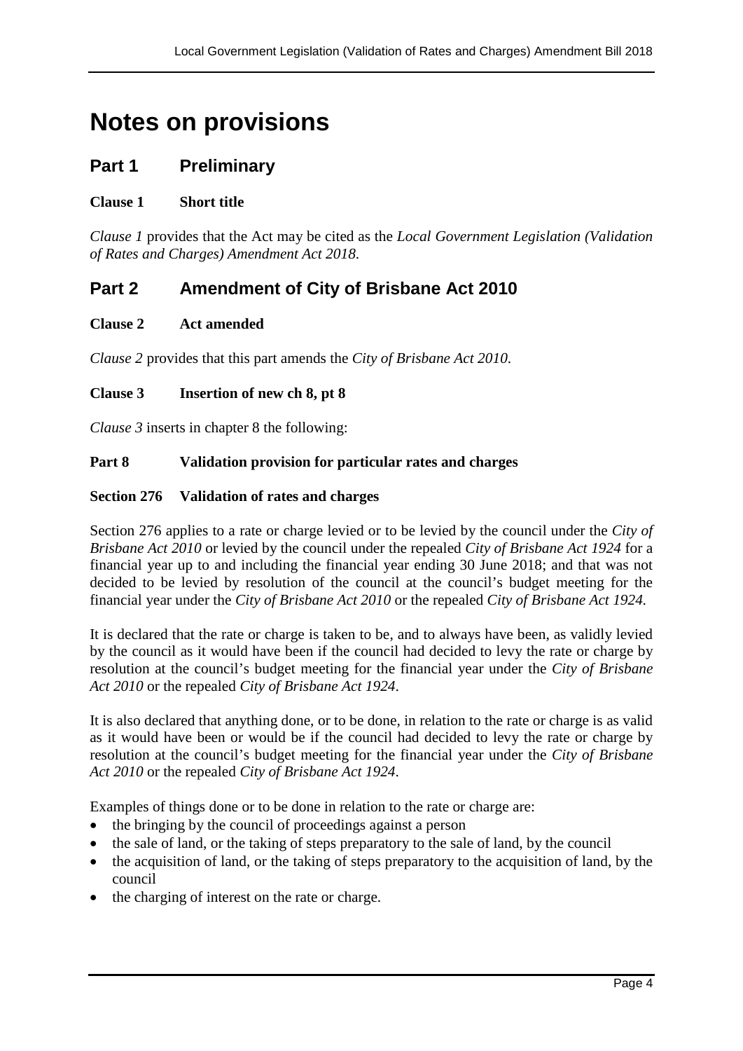# Notes on provisions

## Part 1 Preliminary

### Clause 1 Short title

*Clause 1* provides that the Act may be cited as the *Local Government Legislation (Validation of Rates and Charges) Amendment Act 2018*.

## Part 2 Amendment of City of Brisbane Act 2010

### Clause 2 Act amended

*Clause 2* provides that this part amends the *City of Brisbane Act 2010*.

### Clause 3 Insertion of new ch 8, pt 8

*Clause 3* inserts in chapter 8 the following:

### Part 8 Validation provision for particular rates and charges

### Section 276 Validation of rates and charges

Section 276 applies to a rate or charge levied or to be levied by the council under the *City of Brisbane Act 2010* or levied by the council under the repealed *City of Brisbane Act 1924* for a financial year up to and including the financial year ending 30 June 2018; and that was not decided to be levied by resolution of the council at the council's budget meeting for the financial year under the *City of Brisbane Act 2010* or the repealed *City of Brisbane Act 1924.*

It is declared that the rate or charge is taken to be, and to always have been, as validly levied by the council as it would have been if the council had decided to levy the rate or charge by resolution at the council's budget meeting for the financial year under the *City of Brisbane Act 2010* or the repealed *City of Brisbane Act 1924*.

It is also declared that anything done, or to be done, in relation to the rate or charge is as valid as it would have been or would be if the council had decided to levy the rate or charge by resolution at the council's budget meeting for the financial year under the *City of Brisbane Act 2010* or the repealed *City of Brisbane Act 1924*.

Examples of things done or to be done in relation to the rate or charge are:

- the bringing by the council of proceedings against a person
- the sale of land, or the taking of steps preparatory to the sale of land, by the council
- the acquisition of land, or the taking of steps preparatory to the acquisition of land, by the council
- the charging of interest on the rate or charge.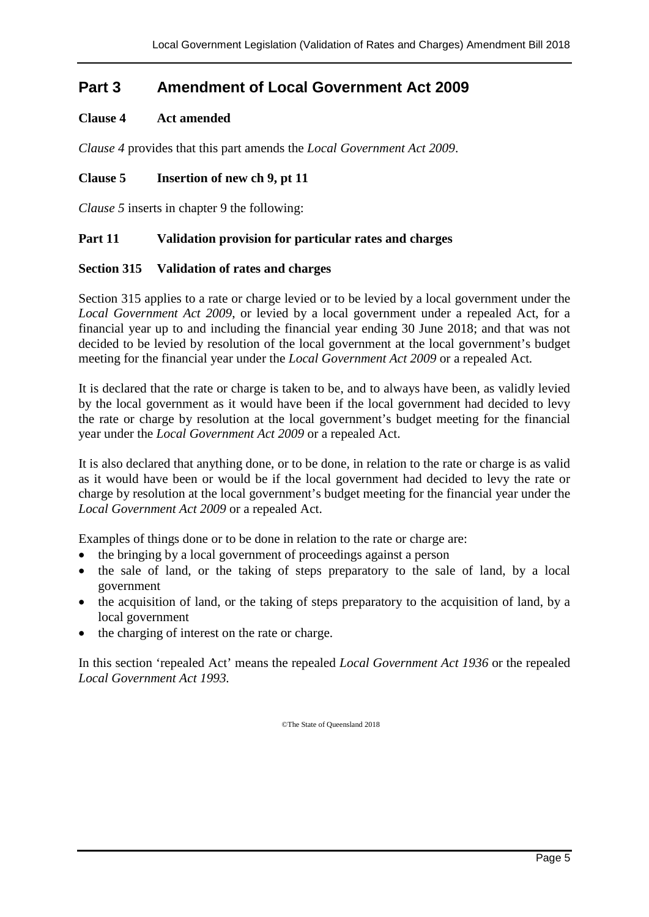## Part 3 Amendment of Local Government Act 2009

**Clause 4 Act amended**

*Clause 4* provides that this part amends the *Local Government Act 2009*.

**Clause 5 Insertion of new ch 9, pt 11**

*Clause 5* inserts in chapter 9 the following:

**Part 11 Validation provision for particular rates and charges**

**Section 315 Validation of rates and charges**

Section 315 applies to a rate or charge levied or to be levied by a local government under the *Local Government Act 2009*, or levied by a local government under a repealed Act, for a financial year up to and including the financial year ending 30 June 2018; and that was not decided to be levied by resolution of the local government at the local government's budget meeting for the financial year under the *Local Government Act 2009* or a repealed Act.

It is declared that the rate or charge is taken to be, and to always have been, as validly levied by the local government as it would have been if the local government had decided to levy the rate or charge by resolution at the local government's budget meeting for the financial year under the *Local Government Act 2009* or a repealed Act.

It is also declared that anything done, or to be done, in relation to the rate or charge is as valid as it would have been or would be if the local government had decided to levy the rate or charge by resolution at the local government's budget meeting for the financial year under the *Local Government Act 2009* or a repealed Act.

Examples of things done or to be done in relation to the rate or charge are:

- the bringing by a local government of proceedings against a person
- the sale of land, or the taking of steps preparatory to the sale of land, by a local government
- the acquisition of land, or the taking of steps preparatory to the acquisition of land, by a local government
- the charging of interest on the rate or charge.

In this section 'repealed Act' means the repealed *Local Government Act 1936* or the repealed *Local Government Act 1993*.

©The State of Queensland 2018